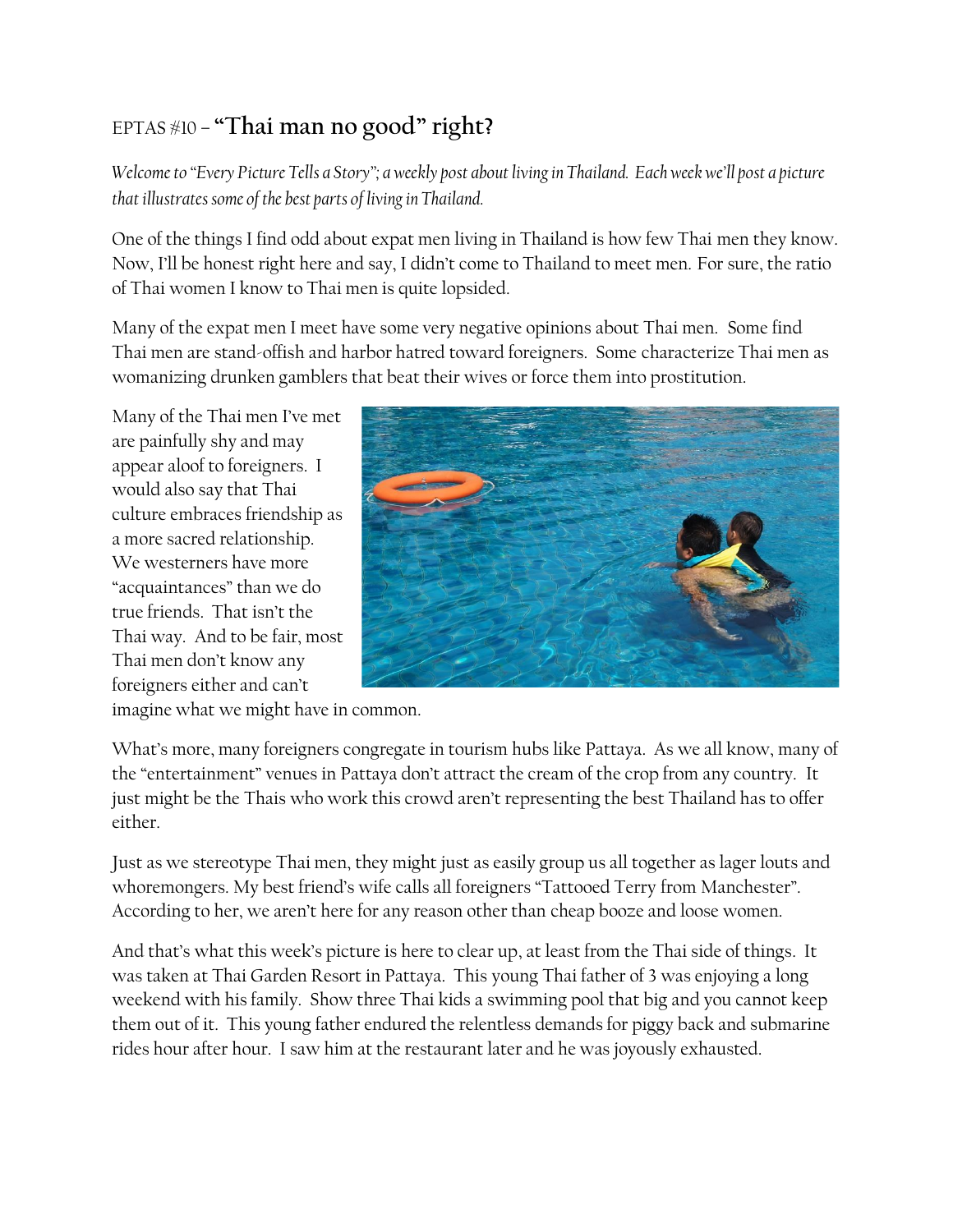# EPTAS #10 – "Thai man no good" right?

*Welcome to "Every Picture Tells a Story"; a weekly post about living in Thailand. Each week we'll post a picture that illustrates some of the best parts of living in Thailand.*

One of the things I find odd about expat men living in Thailand is how few Thai men they know. Now, I'll be honest right here and say, I didn't come to Thailand to meet men. For sure, the ratio of Thai women I know to Thai men is quite lopsided.

Many of the expat men I meet have some very negative opinions about Thai men. Some find Thai men are stand-offish and harbor hatred toward foreigners. Some characterize Thai men as womanizing drunken gamblers that beat their wives or force them into prostitution.

Many of the Thai men I've met are painfully shy and may appear aloof to foreigners. I would also say that Thai culture embraces friendship as a more sacred relationship. We westerners have more "acquaintances" than we do true friends. That isn't the Thai way. And to be fair, most Thai men don't know any foreigners either and can't imagine what we might have in common.

What's more, many foreigners congregate in tourism hubs like Pattaya. As we all know, many of the "entertainment" venues in Pattaya don't attract the cream of the crop from any country. It just might be the Thais who work this crowd aren't representing the best Thailand has to offer either.

Just as we stereotype Thai men, they might just as easily group us all together as lager louts and whoremongers. My best friend's wife calls all foreigners "Tattooed Terry from Manchester". According to her, we aren't here for any reason other than cheap booze and loose women.

And that's what this week's picture is here to clear up, at least from the Thai side of things. It was taken at Thai Garden Resort in Pattaya. This young Thai father of 3 was enjoying a long weekend with his family. Show three Thai kids a swimming pool that big and you cannot keep them out of it. This young father endured the relentless demands for piggy back and submarine rides hour after hour. I saw him at the restaurant later and he was joyously exhausted.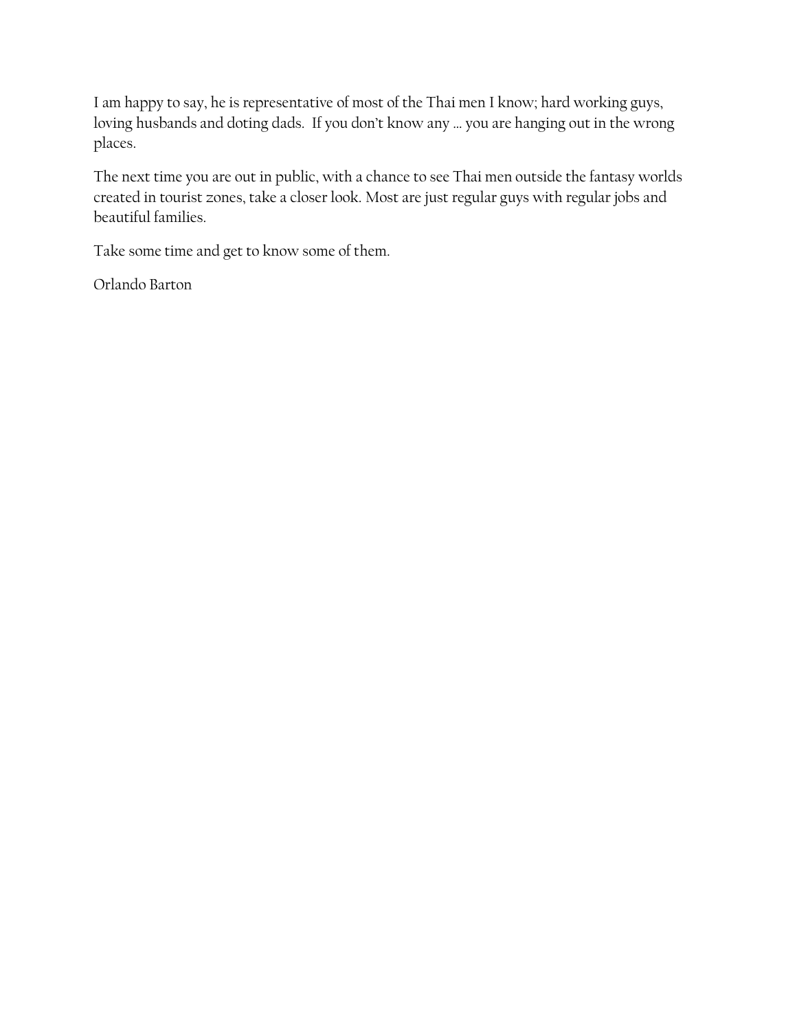I am happy to say, he is representative of most of the Thai men I know; hard working guys, loving husbands and doting dads.  If you don't know any … you are hanging out in the wrong places.

The next time you are out in public, with a chance to see Thai men outside the fantasy worlds created in tourist zones, take a closer look. Most are just regular guys with regular jobs and beautiful families.

Take some time and get to know some of them.

Orlando Barton